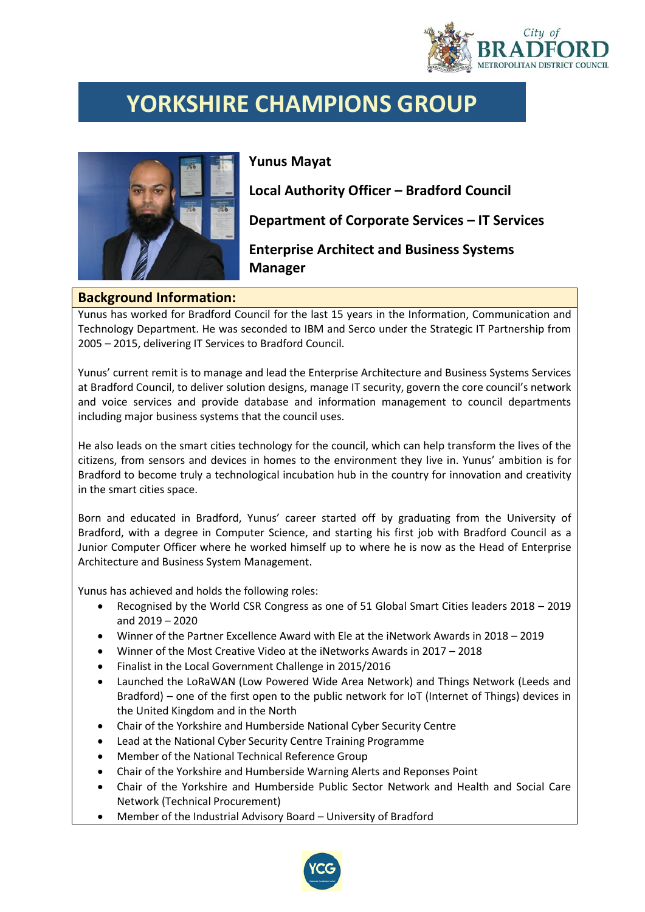# YORKSHIRE CHAMPIONS GROUP

**Yunus Mayat**

**Local Authority Officer – Bradford Council**

**Department of Corporate Services – IT Services**

**Enterprise Architect and Business Systems Manager**

## Background Information:

Yunus has worked for Bradford Council for the last 15 years in the Information, Communication and Technology Department. He was seconded to IBM and Serco under the Strategic IT Partnership from 2005 – 2015, delivering IT Services to Bradford Council.

Yunus' current remit is to manage and lead the Enterprise Architecture and Business Systems Services at Bradford Council, to deliver solution designs, manage IT security, govern the core council's network and voice services and provide database and information management to council departments including major business systems that the council uses.

He also leads on the smart cities technology for the council, which can help transform the lives of the citizens, from sensors and devices in homes to the environment they live in. Yunus' ambition is for Bradford to become truly a technological incubation hub in the country for innovation and creativity in the smart cities space.

Born and educated in Bradford, Yunus' career started off by graduating from the University of Bradford, with a degree in Computer Science, and starting his first job with Bradford Council as a Junior Computer Officer where he worked himself up to where he is now as the Head of Enterprise Architecture and Business System Management.

Yunus has achieved and holds the following roles:

- Recognised by the World CSR Congress as one of 51 Global Smart Cities leaders 2018 – 2019 and 2019 – 2020
- Winner of the Partner Excellence Award with Ele at the iNetwork Awards in 2018 – 2019
- Winner of the Most Creative Video at the iNetworks Awards in 2017 – 2018
- Finalist in the Local Government Challenge in 2015/2016
- Launched the LoRaWAN (Low Powered Wide Area Network) and Things Network (Leeds and Bradford) – one of the first open to the public network for IoT (Internet of Things) devices in the United Kingdom and in the North
- Chair of the Yorkshire and Humberside National Cyber Security Centre
- Lead at the National Cyber Security Centre Training Programme
- Member of the National Technical Reference Group
- Chair of the Yorkshire and Humberside Warning Alerts and Reponses Point
- Chair of the Yorkshire and Humberside Public Sector Network and Health and Social Care Network (Technical Procurement)
- Member of the Industrial Advisory Board – University of Bradford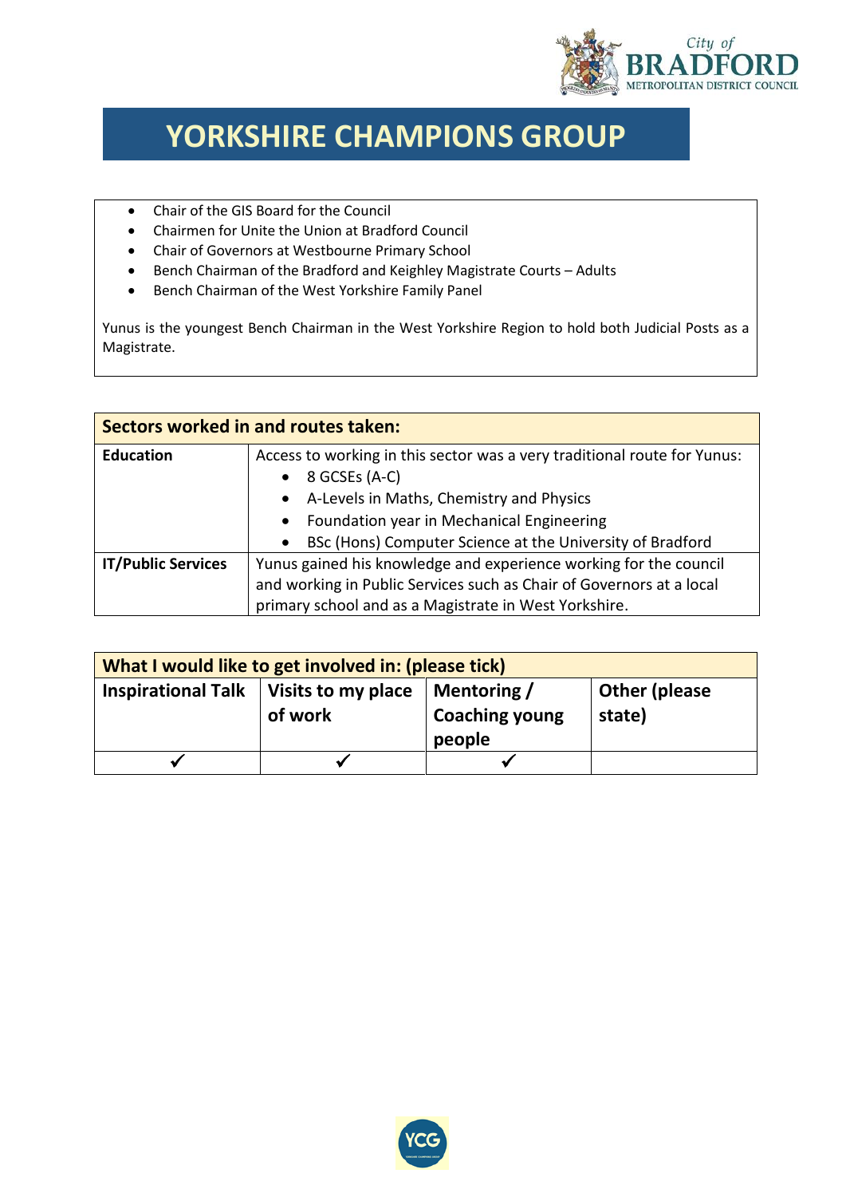# YORKSHIRE CHAMPIONS GROUP

- Chair of the GIS Board for the Council
- Chairmen for Unite the Union at Bradford Council
- Chair of Governors at Westbourne Primary School
- Bench Chairman of the Bradford and Keighley Magistrate Courts – Adults
- Bench Chairman of the West Yorkshire Family Panel

Yunus is the youngest Bench Chairman in the West Yorkshire Region to hold both Judicial Posts as a Magistrate.

| **Sectors worked in and routes taken:** | |
|---|---|
| **Education** | Access to working in this sector was a very traditional route for Yunus:<br>• 8 GCSEs (A-C)<br>• A-Levels in Maths, Chemistry and Physics<br>• Foundation year in Mechanical Engineering<br>• BSc (Hons) Computer Science at the University of Bradford |
| **IT/Public Services** | Yunus gained his knowledge and experience working for the council and working in Public Services such as Chair of Governors at a local primary school and as a Magistrate in West Yorkshire. |

| **What I would like to get involved in: (please tick)** | | | |
|---|---|---|---|
| **Inspirational Talk** | **Visits to my place of work** | **Mentoring / Coaching young people** | **Other (please state)** |
| ✓ | ✓ | ✓ | |